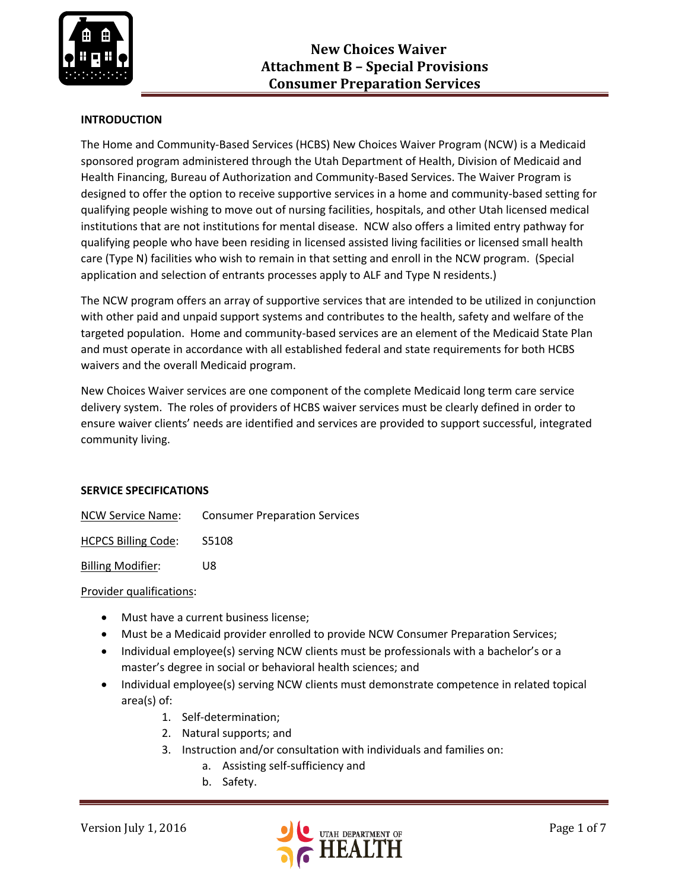# New Choices Waiver
# Attachment B – Special Provisions
# Consumer Preparation Services

## INTRODUCTION

The Home and Community-Based Services (HCBS) New Choices Waiver Program (NCW) is a Medicaid sponsored program administered through the Utah Department of Health, Division of Medicaid and Health Financing, Bureau of Authorization and Community-Based Services. The Waiver Program is designed to offer the option to receive supportive services in a home and community-based setting for qualifying people wishing to move out of nursing facilities, hospitals, and other Utah licensed medical institutions that are not institutions for mental disease. NCW also offers a limited entry pathway for qualifying people who have been residing in licensed assisted living facilities or licensed small health care (Type N) facilities who wish to remain in that setting and enroll in the NCW program. (Special application and selection of entrants processes apply to ALF and Type N residents.)

The NCW program offers an array of supportive services that are intended to be utilized in conjunction with other paid and unpaid support systems and contributes to the health, safety and welfare of the targeted population. Home and community-based services are an element of the Medicaid State Plan and must operate in accordance with all established federal and state requirements for both HCBS waivers and the overall Medicaid program.

New Choices Waiver services are one component of the complete Medicaid long term care service delivery system. The roles of providers of HCBS waiver services must be clearly defined in order to ensure waiver clients' needs are identified and services are provided to support successful, integrated community living.

## SERVICE SPECIFICATIONS

NCW Service Name: Consumer Preparation Services

HCPCS Billing Code: S5108

Billing Modifier: U8

Provider qualifications:

- Must have a current business license;
- Must be a Medicaid provider enrolled to provide NCW Consumer Preparation Services;
- Individual employee(s) serving NCW clients must be professionals with a bachelor's or a master's degree in social or behavioral health sciences; and
- Individual employee(s) serving NCW clients must demonstrate competence in related topical area(s) of:
  1. Self-determination;
  2. Natural supports; and
  3. Instruction and/or consultation with individuals and families on:
     a. Assisting self-sufficiency and
     b. Safety.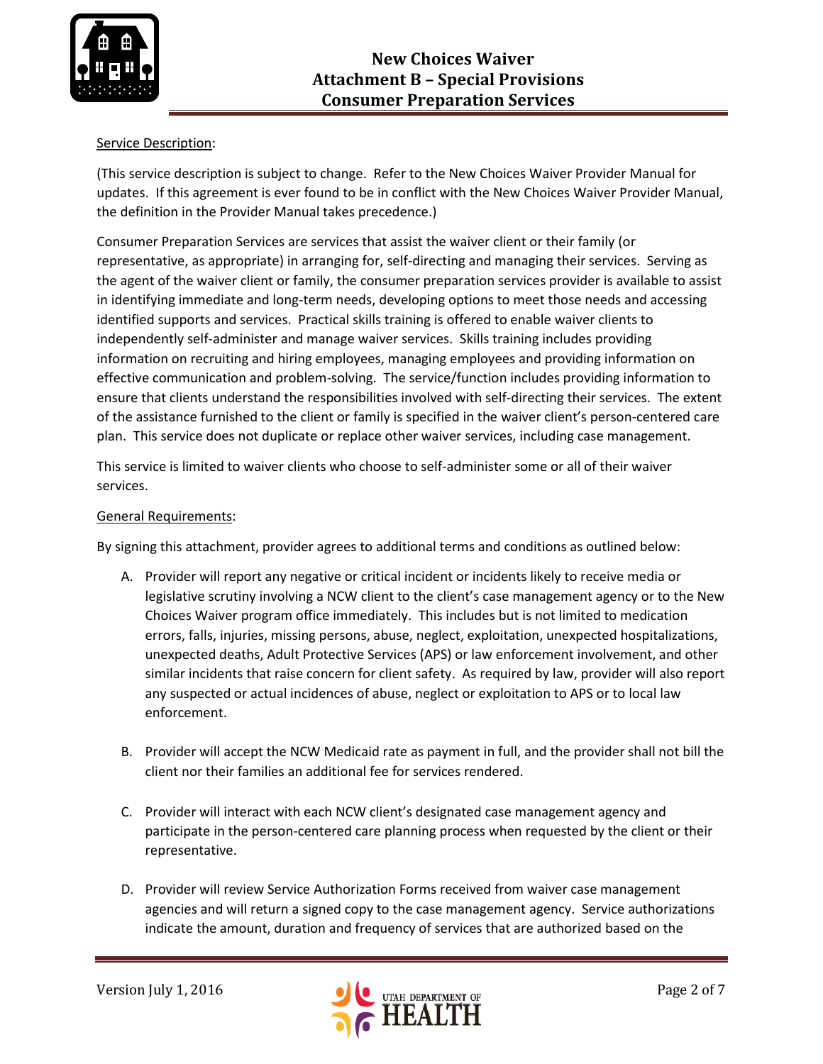Service Description:

(This service description is subject to change. Refer to the New Choices Waiver Provider Manual for updates. If this agreement is ever found to be in conflict with the New Choices Waiver Provider Manual, the definition in the Provider Manual takes precedence.)

Consumer Preparation Services are services that assist the waiver client or their family (or representative, as appropriate) in arranging for, self-directing and managing their services. Serving as the agent of the waiver client or family, the consumer preparation services provider is available to assist in identifying immediate and long-term needs, developing options to meet those needs and accessing identified supports and services. Practical skills training is offered to enable waiver clients to independently self-administer and manage waiver services. Skills training includes providing information on recruiting and hiring employees, managing employees and providing information on effective communication and problem-solving. The service/function includes providing information to ensure that clients understand the responsibilities involved with self-directing their services. The extent of the assistance furnished to the client or family is specified in the waiver client's person-centered care plan. This service does not duplicate or replace other waiver services, including case management.

This service is limited to waiver clients who choose to self-administer some or all of their waiver services.

General Requirements:

By signing this attachment, provider agrees to additional terms and conditions as outlined below:

A. Provider will report any negative or critical incident or incidents likely to receive media or legislative scrutiny involving a NCW client to the client's case management agency or to the New Choices Waiver program office immediately. This includes but is not limited to medication errors, falls, injuries, missing persons, abuse, neglect, exploitation, unexpected hospitalizations, unexpected deaths, Adult Protective Services (APS) or law enforcement involvement, and other similar incidents that raise concern for client safety. As required by law, provider will also report any suspected or actual incidences of abuse, neglect or exploitation to APS or to local law enforcement.

B. Provider will accept the NCW Medicaid rate as payment in full, and the provider shall not bill the client nor their families an additional fee for services rendered.

C. Provider will interact with each NCW client's designated case management agency and participate in the person-centered care planning process when requested by the client or their representative.

D. Provider will review Service Authorization Forms received from waiver case management agencies and will return a signed copy to the case management agency. Service authorizations indicate the amount, duration and frequency of services that are authorized based on the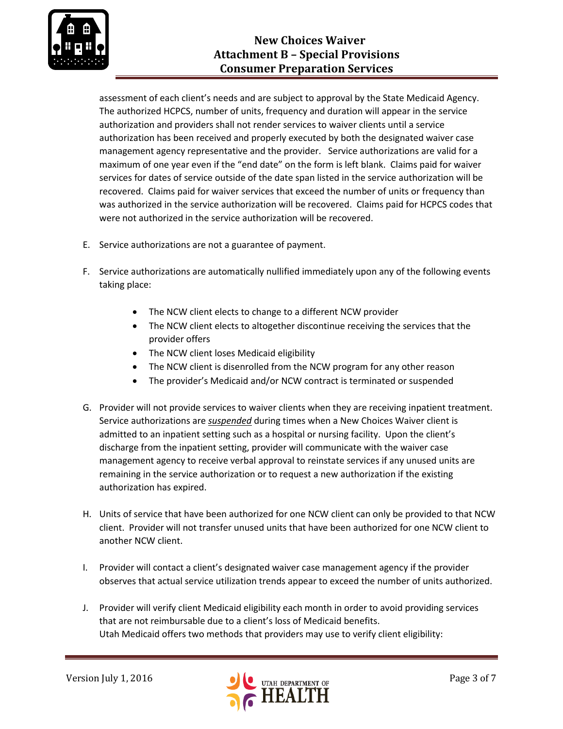assessment of each client's needs and are subject to approval by the State Medicaid Agency. The authorized HCPCS, number of units, frequency and duration will appear in the service authorization and providers shall not render services to waiver clients until a service authorization has been received and properly executed by both the designated waiver case management agency representative and the provider. Service authorizations are valid for a maximum of one year even if the "end date" on the form is left blank. Claims paid for waiver services for dates of service outside of the date span listed in the service authorization will be recovered. Claims paid for waiver services that exceed the number of units or frequency than was authorized in the service authorization will be recovered. Claims paid for HCPCS codes that were not authorized in the service authorization will be recovered.

E. Service authorizations are not a guarantee of payment.

F. Service authorizations are automatically nullified immediately upon any of the following events taking place:

- The NCW client elects to change to a different NCW provider
- The NCW client elects to altogether discontinue receiving the services that the provider offers
- The NCW client loses Medicaid eligibility
- The NCW client is disenrolled from the NCW program for any other reason
- The provider's Medicaid and/or NCW contract is terminated or suspended

G. Provider will not provide services to waiver clients when they are receiving inpatient treatment. Service authorizations are ***suspended*** during times when a New Choices Waiver client is admitted to an inpatient setting such as a hospital or nursing facility. Upon the client's discharge from the inpatient setting, provider will communicate with the waiver case management agency to receive verbal approval to reinstate services if any unused units are remaining in the service authorization or to request a new authorization if the existing authorization has expired.

H. Units of service that have been authorized for one NCW client can only be provided to that NCW client. Provider will not transfer unused units that have been authorized for one NCW client to another NCW client.

I. Provider will contact a client's designated waiver case management agency if the provider observes that actual service utilization trends appear to exceed the number of units authorized.

J. Provider will verify client Medicaid eligibility each month in order to avoid providing services that are not reimbursable due to a client's loss of Medicaid benefits.
Utah Medicaid offers two methods that providers may use to verify client eligibility: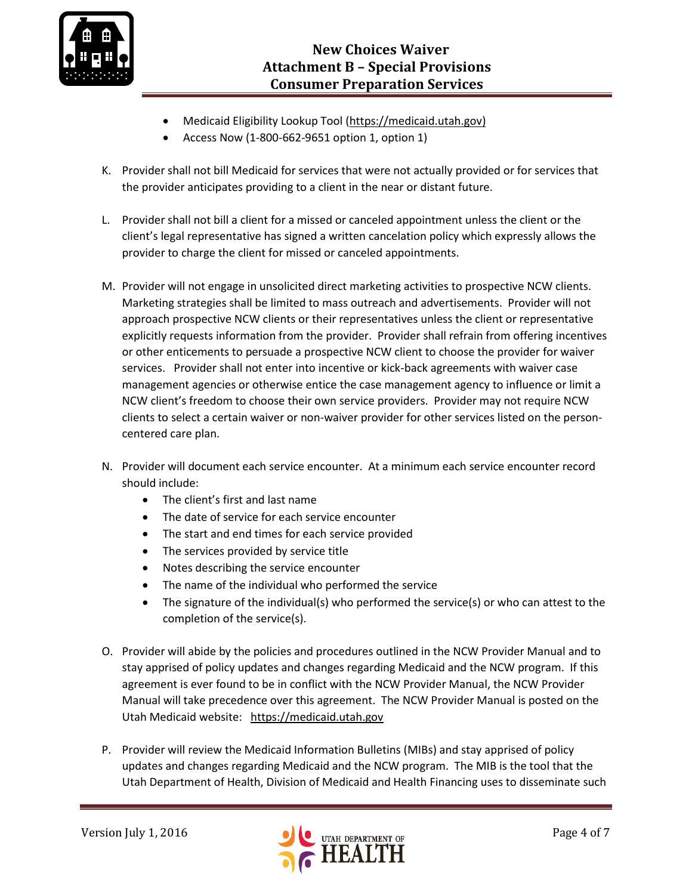- Medicaid Eligibility Lookup Tool (https://medicaid.utah.gov)
- Access Now (1-800-662-9651 option 1, option 1)

K. Provider shall not bill Medicaid for services that were not actually provided or for services that the provider anticipates providing to a client in the near or distant future.

L. Provider shall not bill a client for a missed or canceled appointment unless the client or the client's legal representative has signed a written cancelation policy which expressly allows the provider to charge the client for missed or canceled appointments.

M. Provider will not engage in unsolicited direct marketing activities to prospective NCW clients. Marketing strategies shall be limited to mass outreach and advertisements. Provider will not approach prospective NCW clients or their representatives unless the client or representative explicitly requests information from the provider. Provider shall refrain from offering incentives or other enticements to persuade a prospective NCW client to choose the provider for waiver services. Provider shall not enter into incentive or kick-back agreements with waiver case management agencies or otherwise entice the case management agency to influence or limit a NCW client's freedom to choose their own service providers. Provider may not require NCW clients to select a certain waiver or non-waiver provider for other services listed on the person-centered care plan.

N. Provider will document each service encounter. At a minimum each service encounter record should include:
   - The client's first and last name
   - The date of service for each service encounter
   - The start and end times for each service provided
   - The services provided by service title
   - Notes describing the service encounter
   - The name of the individual who performed the service
   - The signature of the individual(s) who performed the service(s) or who can attest to the completion of the service(s).

O. Provider will abide by the policies and procedures outlined in the NCW Provider Manual and to stay apprised of policy updates and changes regarding Medicaid and the NCW program. If this agreement is ever found to be in conflict with the NCW Provider Manual, the NCW Provider Manual will take precedence over this agreement. The NCW Provider Manual is posted on the Utah Medicaid website: https://medicaid.utah.gov

P. Provider will review the Medicaid Information Bulletins (MIBs) and stay apprised of policy updates and changes regarding Medicaid and the NCW program. The MIB is the tool that the Utah Department of Health, Division of Medicaid and Health Financing uses to disseminate such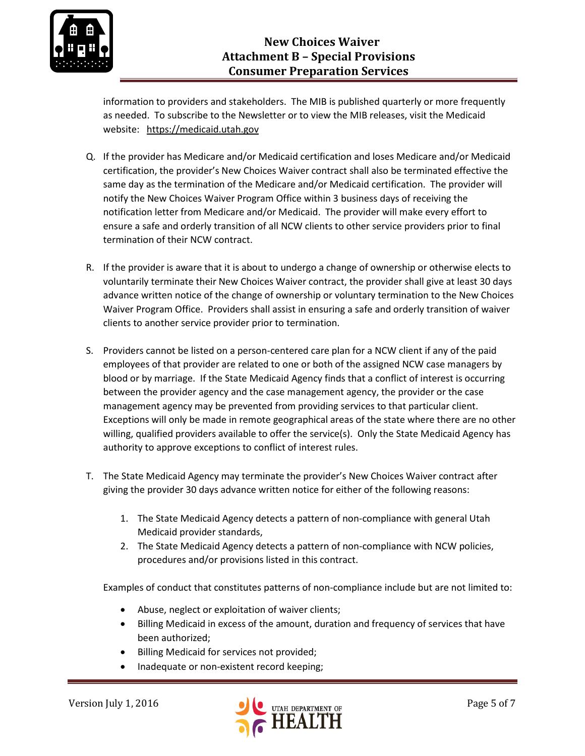information to providers and stakeholders. The MIB is published quarterly or more frequently as needed. To subscribe to the Newsletter or to view the MIB releases, visit the Medicaid website: https://medicaid.utah.gov

Q. If the provider has Medicare and/or Medicaid certification and loses Medicare and/or Medicaid certification, the provider's New Choices Waiver contract shall also be terminated effective the same day as the termination of the Medicare and/or Medicaid certification. The provider will notify the New Choices Waiver Program Office within 3 business days of receiving the notification letter from Medicare and/or Medicaid. The provider will make every effort to ensure a safe and orderly transition of all NCW clients to other service providers prior to final termination of their NCW contract.

R. If the provider is aware that it is about to undergo a change of ownership or otherwise elects to voluntarily terminate their New Choices Waiver contract, the provider shall give at least 30 days advance written notice of the change of ownership or voluntary termination to the New Choices Waiver Program Office. Providers shall assist in ensuring a safe and orderly transition of waiver clients to another service provider prior to termination.

S. Providers cannot be listed on a person-centered care plan for a NCW client if any of the paid employees of that provider are related to one or both of the assigned NCW case managers by blood or by marriage. If the State Medicaid Agency finds that a conflict of interest is occurring between the provider agency and the case management agency, the provider or the case management agency may be prevented from providing services to that particular client. Exceptions will only be made in remote geographical areas of the state where there are no other willing, qualified providers available to offer the service(s). Only the State Medicaid Agency has authority to approve exceptions to conflict of interest rules.

T. The State Medicaid Agency may terminate the provider's New Choices Waiver contract after giving the provider 30 days advance written notice for either of the following reasons:

   1. The State Medicaid Agency detects a pattern of non-compliance with general Utah Medicaid provider standards,
   2. The State Medicaid Agency detects a pattern of non-compliance with NCW policies, procedures and/or provisions listed in this contract.

   Examples of conduct that constitutes patterns of non-compliance include but are not limited to:

   - Abuse, neglect or exploitation of waiver clients;
   - Billing Medicaid in excess of the amount, duration and frequency of services that have been authorized;
   - Billing Medicaid for services not provided;
   - Inadequate or non-existent record keeping;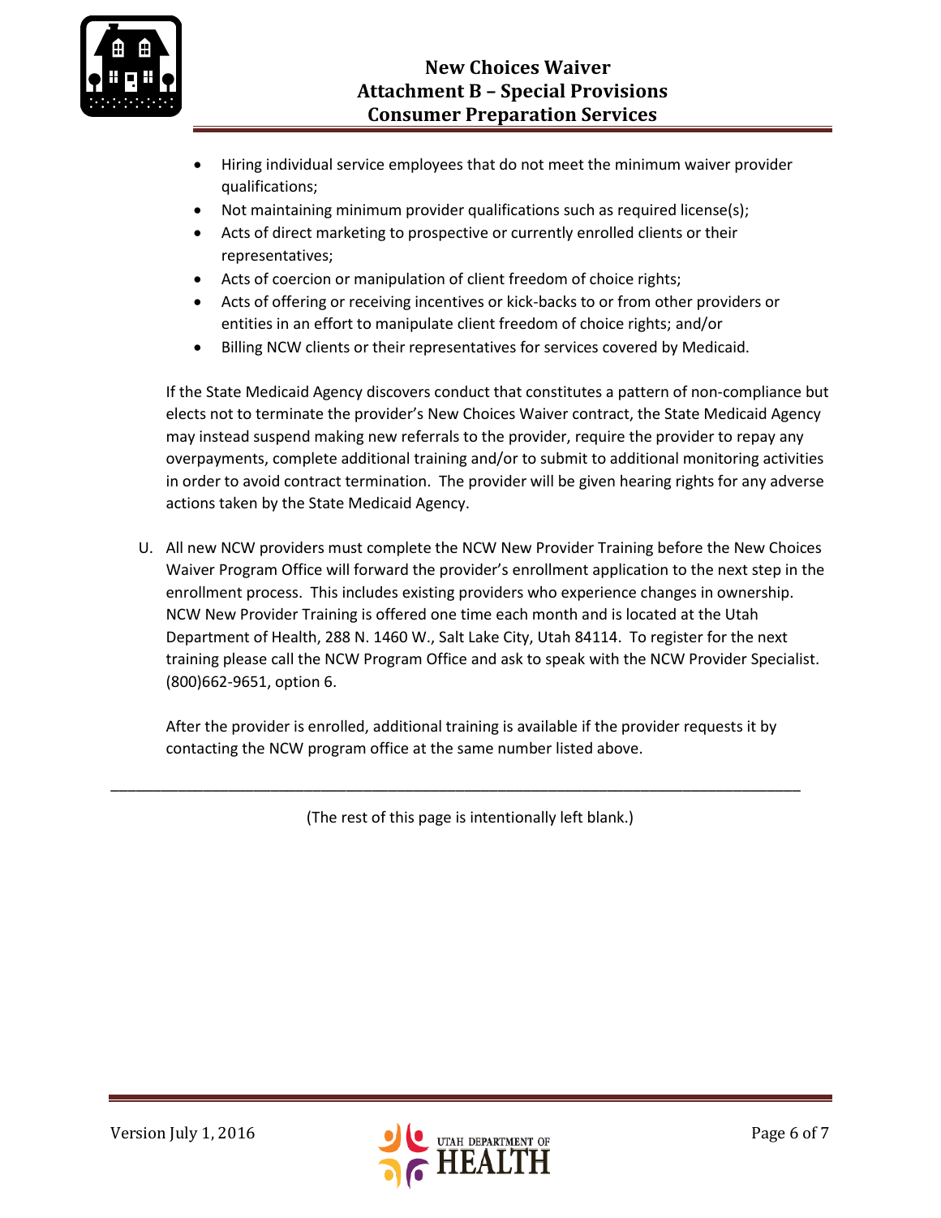- Hiring individual service employees that do not meet the minimum waiver provider qualifications;
- Not maintaining minimum provider qualifications such as required license(s);
- Acts of direct marketing to prospective or currently enrolled clients or their representatives;
- Acts of coercion or manipulation of client freedom of choice rights;
- Acts of offering or receiving incentives or kick-backs to or from other providers or entities in an effort to manipulate client freedom of choice rights; and/or
- Billing NCW clients or their representatives for services covered by Medicaid.

If the State Medicaid Agency discovers conduct that constitutes a pattern of non-compliance but elects not to terminate the provider's New Choices Waiver contract, the State Medicaid Agency may instead suspend making new referrals to the provider, require the provider to repay any overpayments, complete additional training and/or to submit to additional monitoring activities in order to avoid contract termination. The provider will be given hearing rights for any adverse actions taken by the State Medicaid Agency.

U. All new NCW providers must complete the NCW New Provider Training before the New Choices Waiver Program Office will forward the provider's enrollment application to the next step in the enrollment process. This includes existing providers who experience changes in ownership. NCW New Provider Training is offered one time each month and is located at the Utah Department of Health, 288 N. 1460 W., Salt Lake City, Utah 84114. To register for the next training please call the NCW Program Office and ask to speak with the NCW Provider Specialist. (800)662-9651, option 6.

After the provider is enrolled, additional training is available if the provider requests it by contacting the NCW program office at the same number listed above.

---

(The rest of this page is intentionally left blank.)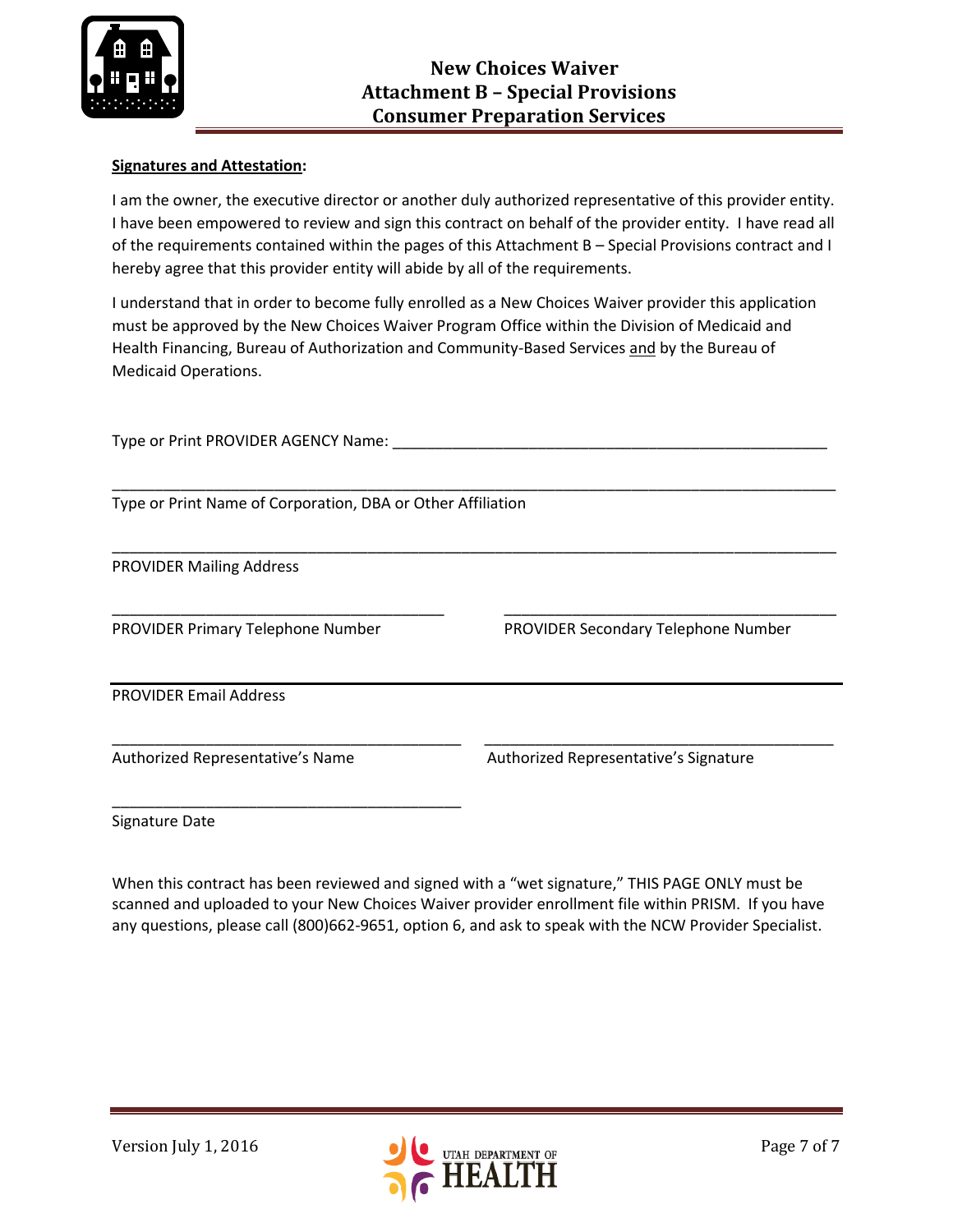**Signatures and Attestation:**

I am the owner, the executive director or another duly authorized representative of this provider entity. I have been empowered to review and sign this contract on behalf of the provider entity. I have read all of the requirements contained within the pages of this Attachment B – Special Provisions contract and I hereby agree that this provider entity will abide by all of the requirements.

I understand that in order to become fully enrolled as a New Choices Waiver provider this application must be approved by the New Choices Waiver Program Office within the Division of Medicaid and Health Financing, Bureau of Authorization and Community-Based Services and by the Bureau of Medicaid Operations.

Type or Print PROVIDER AGENCY Name: ______________________________________________________

_____________________________________________________________________________________

Type or Print Name of Corporation, DBA or Other Affiliation

_____________________________________________________________________________________

PROVIDER Mailing Address

________________________________________ ________________________________________

PROVIDER Primary Telephone Number PROVIDER Secondary Telephone Number

_____________________________________________________________________________________

PROVIDER Email Address

__________________________________________ __________________________________________

Authorized Representative's Name Authorized Representative's Signature

__________________________________________

Signature Date

When this contract has been reviewed and signed with a "wet signature," THIS PAGE ONLY must be scanned and uploaded to your New Choices Waiver provider enrollment file within PRISM. If you have any questions, please call (800)662-9651, option 6, and ask to speak with the NCW Provider Specialist.